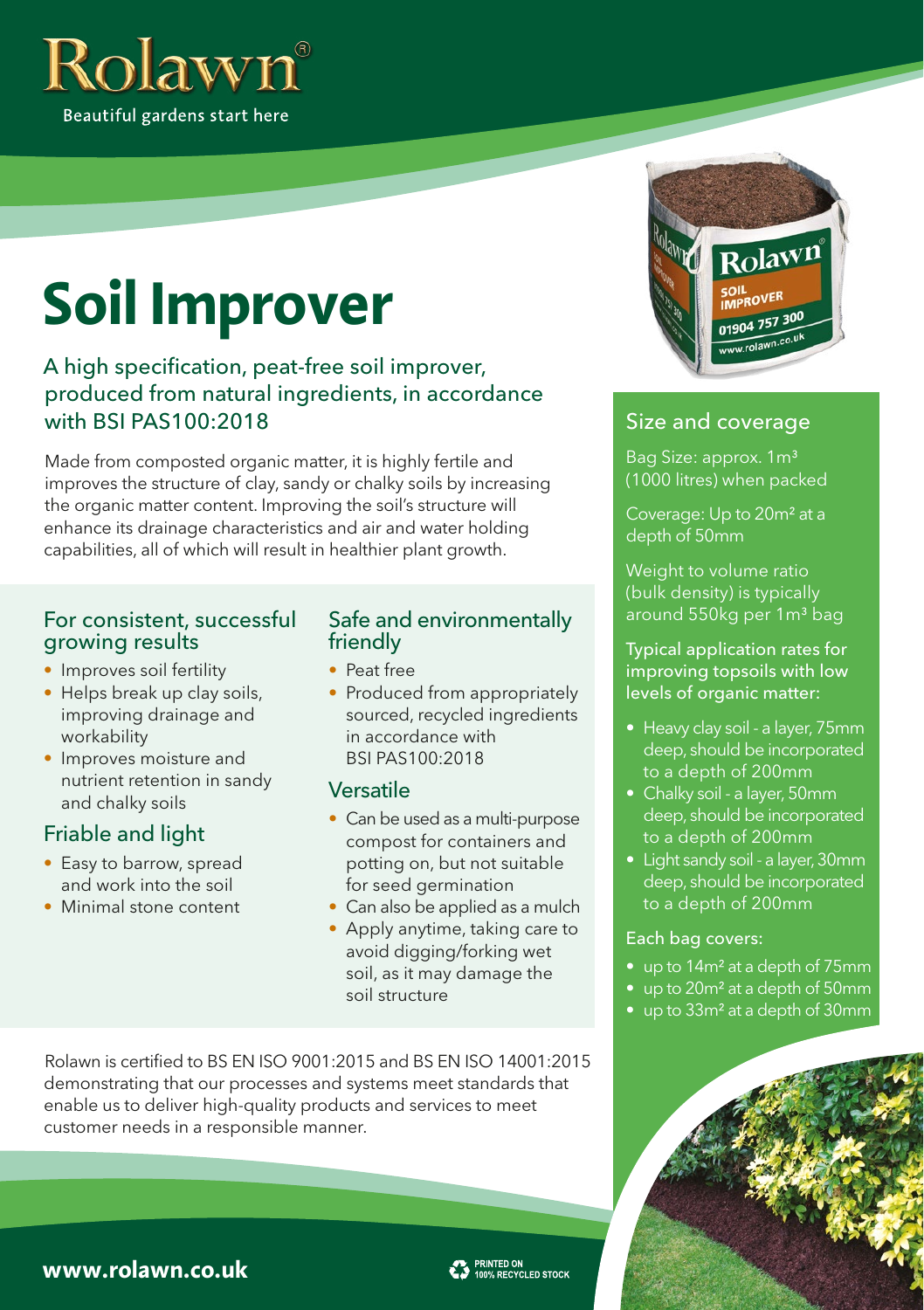Rolawn®

Beautiful gardens start here

# Soil Improver

## A high specification, peat-free soil improver, produced from natural ingredients, in accordance with BSI PAS100:2018

Made from composted organic matter, it is highly fertile and improves the structure of clay, sandy or chalky soils by increasing the organic matter content. Improving the soil's structure will enhance its drainage characteristics and air and water holding capabilities, all of which will result in healthier plant growth.

### For consistent, successful growing results

- Improves soil fertility
- Helps break up clay soils, improving drainage and workability
- Improves moisture and nutrient retention in sandy and chalky soils

### Friable and light

- Easy to barrow, spread and work into the soil
- Minimal stone content

### Safe and environmentally friendly

- Peat free
- Produced from appropriately sourced, recycled ingredients in accordance with BSI PAS100:2018

### Versatile

- Can be used as a multi-purpose compost for containers and potting on, but not suitable for seed germination
- Can also be applied as a mulch
- Apply anytime, taking care to avoid digging/forking wet soil, as it may damage the soil structure

### Size and coverage

Bag Size: approx. 1m³ (1000 litres) when packed

Coverage: Up to 20m² at a depth of 50mm

Weight to volume ratio (bulk density) is typically around 550kg per 1m³ bag

**Typical application rates for improving topsoils with low levels of organic matter:**

- Heavy clay soil - a layer, 75mm deep, should be incorporated to a depth of 200mm
- Chalky soil - a layer, 50mm deep, should be incorporated to a depth of 200mm
- Light sandy soil - a layer, 30mm deep, should be incorporated to a depth of 200mm

**Each bag covers:**

- up to 14m² at a depth of 75mm
- up to 20m² at a depth of 50mm
- up to 33m² at a depth of 30mm

Rolawn is certified to BS EN ISO 9001:2015 and BS EN ISO 14001:2015 demonstrating that our processes and systems meet standards that enable us to deliver high-quality products and services to meet customer needs in a responsible manner.

**www.rolawn.co.uk**

PRINTED ON 100% RECYCLED STOCK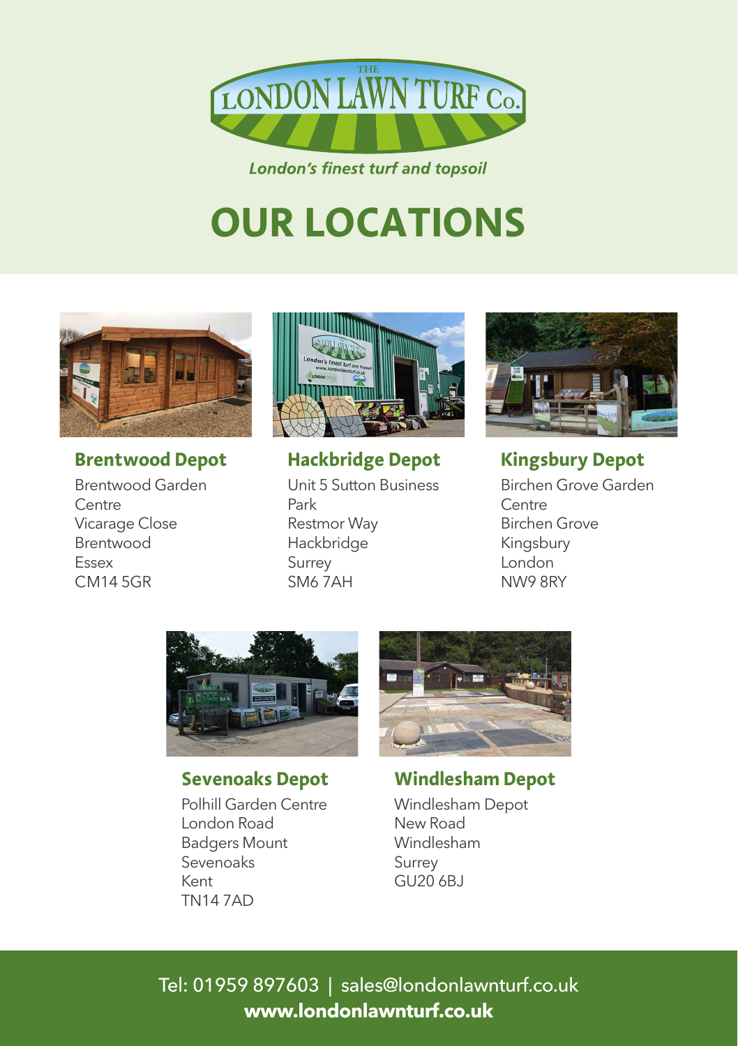THE LONDON LAWN TURF Co.

*London's finest turf and topsoil*

# OUR LOCATIONS

### Brentwood Depot

Brentwood Garden Centre
Vicarage Close
Brentwood
Essex
CM14 5GR

### Hackbridge Depot

Unit 5 Sutton Business Park
Restmor Way
Hackbridge
Surrey
SM6 7AH

### Kingsbury Depot

Birchen Grove Garden Centre
Birchen Grove
Kingsbury
London
NW9 8RY

### Sevenoaks Depot

Polhill Garden Centre
London Road
Badgers Mount
Sevenoaks
Kent
TN14 7AD

### Windlesham Depot

Windlesham Depot
New Road
Windlesham
Surrey
GU20 6BJ

Tel: 01959 897603 | sales@londonlawnturf.co.uk
**www.londonlawnturf.co.uk**